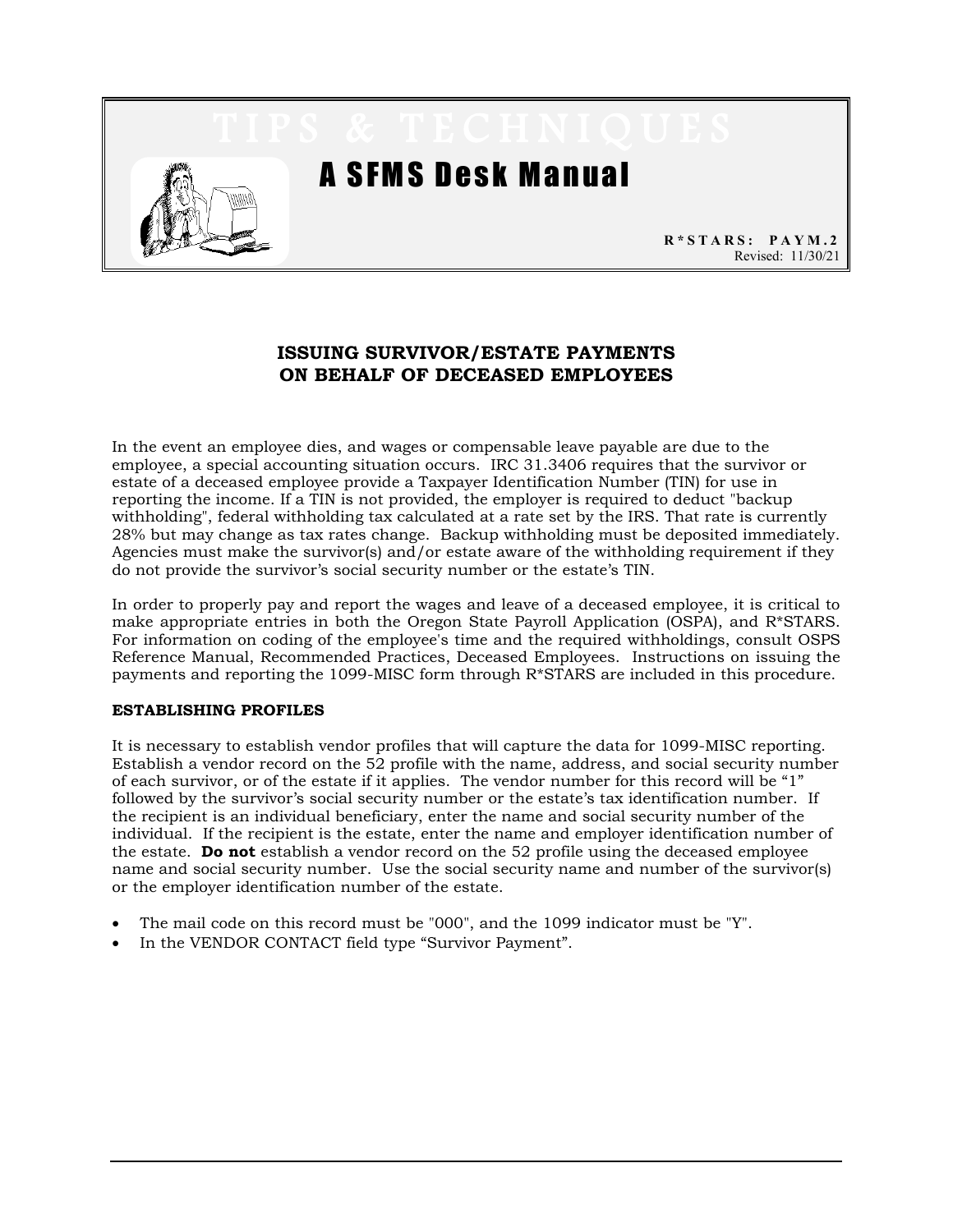TIPS & TECHNIQUES

# A SFMS Desk Manual

**R*STARS: PAYM.2**
Revised: 11/30/21

## ISSUING SURVIVOR/ESTATE PAYMENTS ON BEHALF OF DECEASED EMPLOYEES

In the event an employee dies, and wages or compensable leave payable are due to the employee, a special accounting situation occurs. IRC 31.3406 requires that the survivor or estate of a deceased employee provide a Taxpayer Identification Number (TIN) for use in reporting the income. If a TIN is not provided, the employer is required to deduct "backup withholding", federal withholding tax calculated at a rate set by the IRS. That rate is currently 28% but may change as tax rates change. Backup withholding must be deposited immediately. Agencies must make the survivor(s) and/or estate aware of the withholding requirement if they do not provide the survivor's social security number or the estate's TIN.

In order to properly pay and report the wages and leave of a deceased employee, it is critical to make appropriate entries in both the Oregon State Payroll Application (OSPA), and R*STARS. For information on coding of the employee's time and the required withholdings, consult OSPS Reference Manual, Recommended Practices, Deceased Employees. Instructions on issuing the payments and reporting the 1099-MISC form through R*STARS are included in this procedure.

### ESTABLISHING PROFILES

It is necessary to establish vendor profiles that will capture the data for 1099-MISC reporting. Establish a vendor record on the 52 profile with the name, address, and social security number of each survivor, or of the estate if it applies. The vendor number for this record will be "1" followed by the survivor's social security number or the estate's tax identification number. If the recipient is an individual beneficiary, enter the name and social security number of the individual. If the recipient is the estate, enter the name and employer identification number of the estate. **Do not** establish a vendor record on the 52 profile using the deceased employee name and social security number. Use the social security name and number of the survivor(s) or the employer identification number of the estate.

- The mail code on this record must be "000", and the 1099 indicator must be "Y".
- In the VENDOR CONTACT field type "Survivor Payment".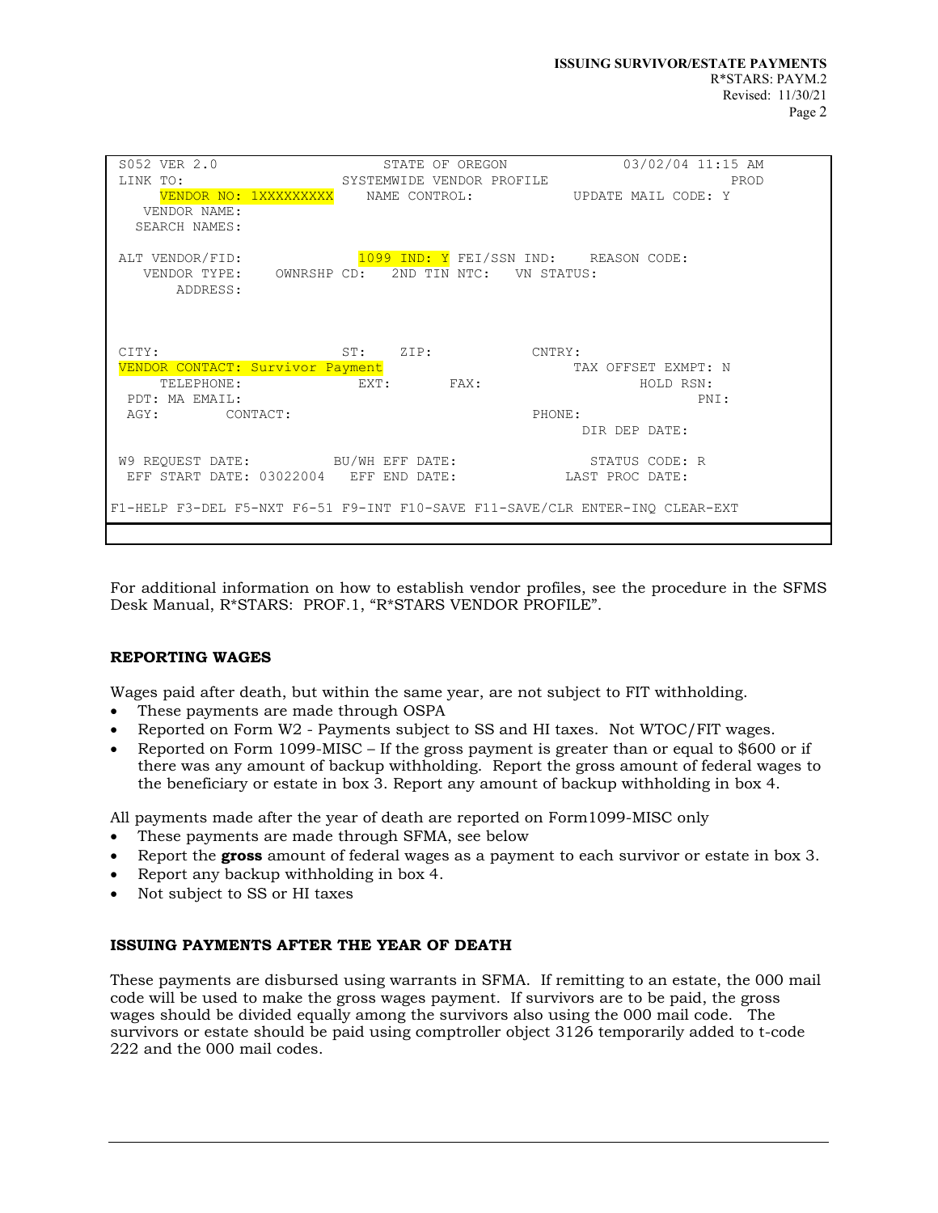```
 S052 VER 2.0                 STATE OF OREGON           03/02/04 11:15 AM
 LINK TO:                 SYSTEMWIDE VENDOR PROFILE                   PROD
      VENDOR NO: 1XXXXXXXXX    NAME CONTROL:          UPDATE MAIL CODE: Y
   VENDOR NAME:
  SEARCH NAMES:

 ALT VENDOR/FID:             1099 IND: Y FEI/SSN IND:    REASON CODE:
    VENDOR TYPE:    OWNRSHP CD:   2ND TIN NTC:   VN STATUS:
        ADDRESS:



 CITY:                       ST:    ZIP:            CNTRY:
 VENDOR CONTACT: Survivor Payment                        TAX OFFSET EXMPT: N
      TELEPHONE:              EXT:       FAX:                  HOLD RSN:
  PDT: MA EMAIL:                                                      PNI:
  AGY:        CONTACT:                              PHONE:
                                                          DIR DEP DATE:

 W9 REQUEST DATE:          BU/WH EFF DATE:                STATUS CODE: R
  EFF START DATE: 03022004   EFF END DATE:             LAST PROC DATE:

F1-HELP F3-DEL F5-NXT F6-51 F9-INT F10-SAVE F11-SAVE/CLR ENTER-INQ CLEAR-EXT
```

For additional information on how to establish vendor profiles, see the procedure in the SFMS Desk Manual, R*STARS: PROF.1, "R*STARS VENDOR PROFILE".

## REPORTING WAGES

Wages paid after death, but within the same year, are not subject to FIT withholding.

- These payments are made through OSPA
- Reported on Form W2 - Payments subject to SS and HI taxes. Not WTOC/FIT wages.
- Reported on Form 1099-MISC – If the gross payment is greater than or equal to $600 or if there was any amount of backup withholding. Report the gross amount of federal wages to the beneficiary or estate in box 3. Report any amount of backup withholding in box 4.

All payments made after the year of death are reported on Form1099-MISC only

- These payments are made through SFMA, see below
- Report the **gross** amount of federal wages as a payment to each survivor or estate in box 3.
- Report any backup withholding in box 4.
- Not subject to SS or HI taxes

## ISSUING PAYMENTS AFTER THE YEAR OF DEATH

These payments are disbursed using warrants in SFMA. If remitting to an estate, the 000 mail code will be used to make the gross wages payment. If survivors are to be paid, the gross wages should be divided equally among the survivors also using the 000 mail code. The survivors or estate should be paid using comptroller object 3126 temporarily added to t-code 222 and the 000 mail codes.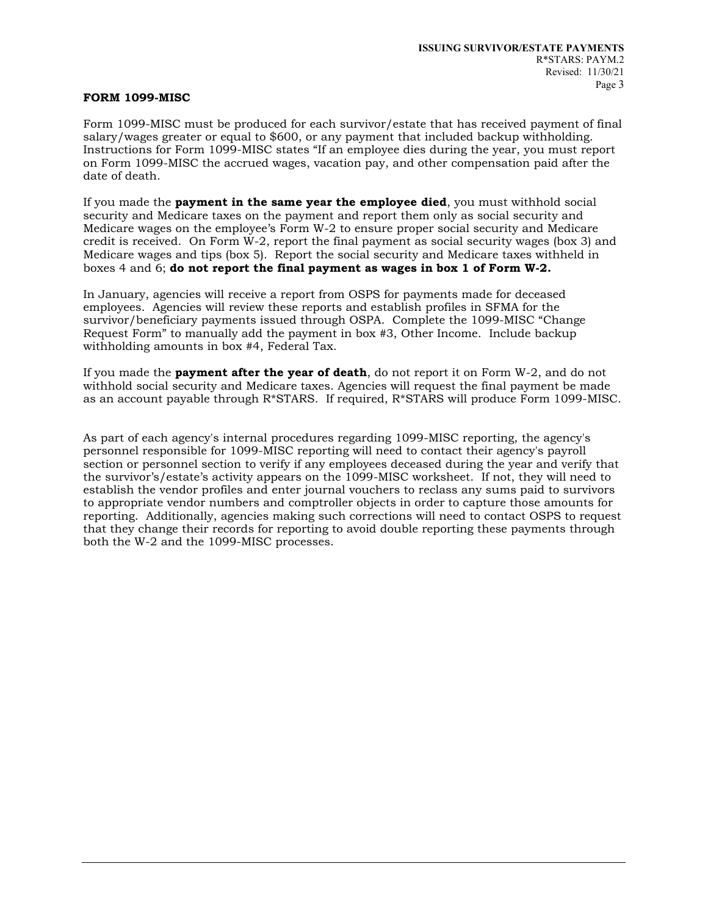## FORM 1099-MISC

Form 1099-MISC must be produced for each survivor/estate that has received payment of final salary/wages greater or equal to $600, or any payment that included backup withholding. Instructions for Form 1099-MISC states "If an employee dies during the year, you must report on Form 1099-MISC the accrued wages, vacation pay, and other compensation paid after the date of death.

If you made the **payment in the same year the employee died**, you must withhold social security and Medicare taxes on the payment and report them only as social security and Medicare wages on the employee's Form W-2 to ensure proper social security and Medicare credit is received. On Form W-2, report the final payment as social security wages (box 3) and Medicare wages and tips (box 5). Report the social security and Medicare taxes withheld in boxes 4 and 6; **do not report the final payment as wages in box 1 of Form W-2.**

In January, agencies will receive a report from OSPS for payments made for deceased employees. Agencies will review these reports and establish profiles in SFMA for the survivor/beneficiary payments issued through OSPA. Complete the 1099-MISC "Change Request Form" to manually add the payment in box #3, Other Income. Include backup withholding amounts in box #4, Federal Tax.

If you made the **payment after the year of death**, do not report it on Form W-2, and do not withhold social security and Medicare taxes. Agencies will request the final payment be made as an account payable through R*STARS. If required, R*STARS will produce Form 1099-MISC.

As part of each agency's internal procedures regarding 1099-MISC reporting, the agency's personnel responsible for 1099-MISC reporting will need to contact their agency's payroll section or personnel section to verify if any employees deceased during the year and verify that the survivor's/estate's activity appears on the 1099-MISC worksheet. If not, they will need to establish the vendor profiles and enter journal vouchers to reclass any sums paid to survivors to appropriate vendor numbers and comptroller objects in order to capture those amounts for reporting. Additionally, agencies making such corrections will need to contact OSPS to request that they change their records for reporting to avoid double reporting these payments through both the W-2 and the 1099-MISC processes.